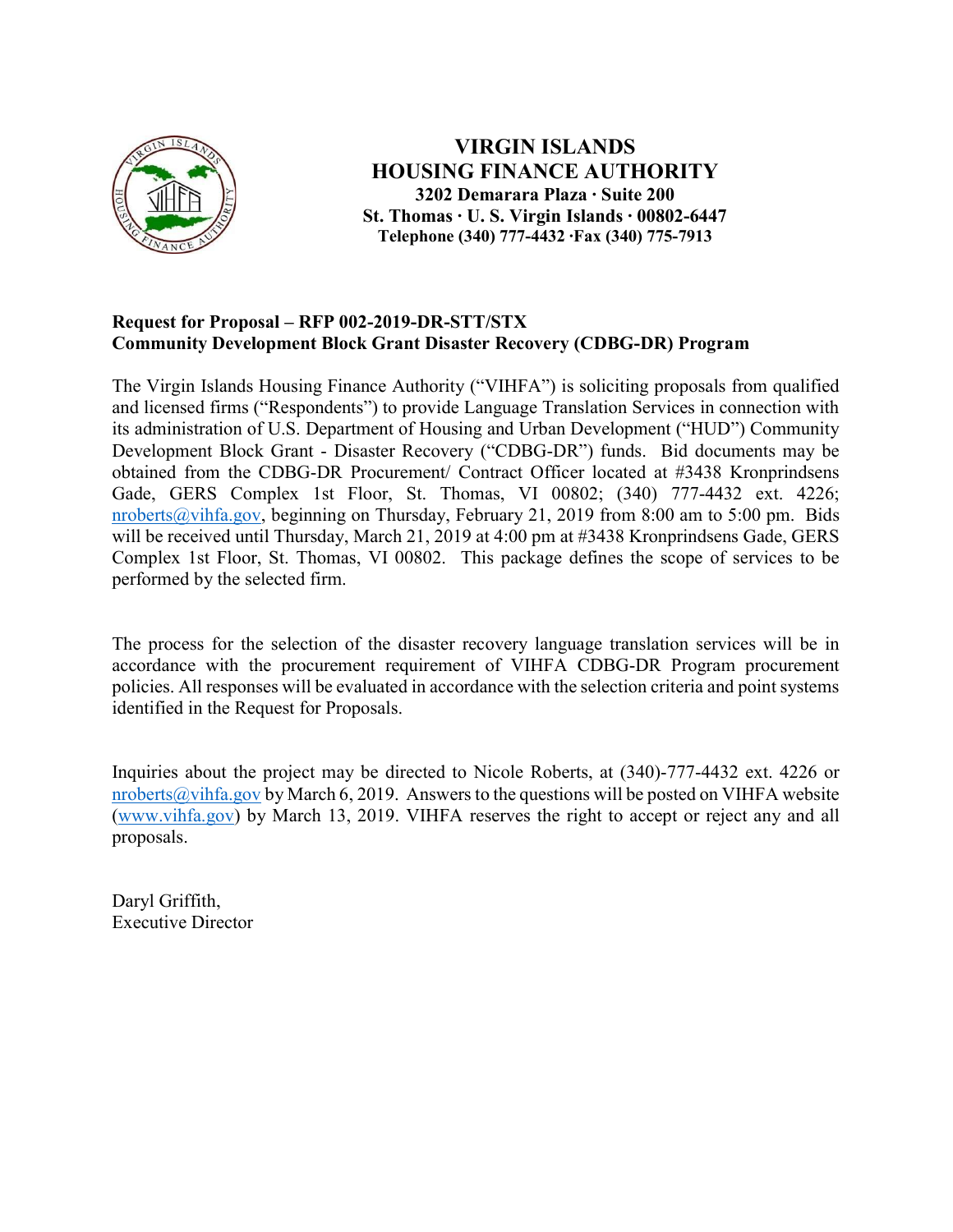# VIRGIN ISLANDS HOUSING FINANCE AUTHORITY

**3202 Demarara Plaza · Suite 200**
**St. Thomas · U. S. Virgin Islands · 00802-6447**
**Telephone (340) 777-4432 ·Fax (340) 775-7913**

**Request for Proposal – RFP 002-2019-DR-STT/STX**
**Community Development Block Grant Disaster Recovery (CDBG-DR) Program**

The Virgin Islands Housing Finance Authority ("VIHFA") is soliciting proposals from qualified and licensed firms ("Respondents") to provide Language Translation Services in connection with its administration of U.S. Department of Housing and Urban Development ("HUD") Community Development Block Grant - Disaster Recovery ("CDBG-DR") funds. Bid documents may be obtained from the CDBG-DR Procurement/ Contract Officer located at #3438 Kronprindsens Gade, GERS Complex 1st Floor, St. Thomas, VI 00802; (340) 777-4432 ext. 4226; nroberts@vihfa.gov, beginning on Thursday, February 21, 2019 from 8:00 am to 5:00 pm. Bids will be received until Thursday, March 21, 2019 at 4:00 pm at #3438 Kronprindsens Gade, GERS Complex 1st Floor, St. Thomas, VI 00802. This package defines the scope of services to be performed by the selected firm.

The process for the selection of the disaster recovery language translation services will be in accordance with the procurement requirement of VIHFA CDBG-DR Program procurement policies. All responses will be evaluated in accordance with the selection criteria and point systems identified in the Request for Proposals.

Inquiries about the project may be directed to Nicole Roberts, at (340)-777-4432 ext. 4226 or nroberts@vihfa.gov by March 6, 2019. Answers to the questions will be posted on VIHFA website (www.vihfa.gov) by March 13, 2019. VIHFA reserves the right to accept or reject any and all proposals.

Daryl Griffith,
Executive Director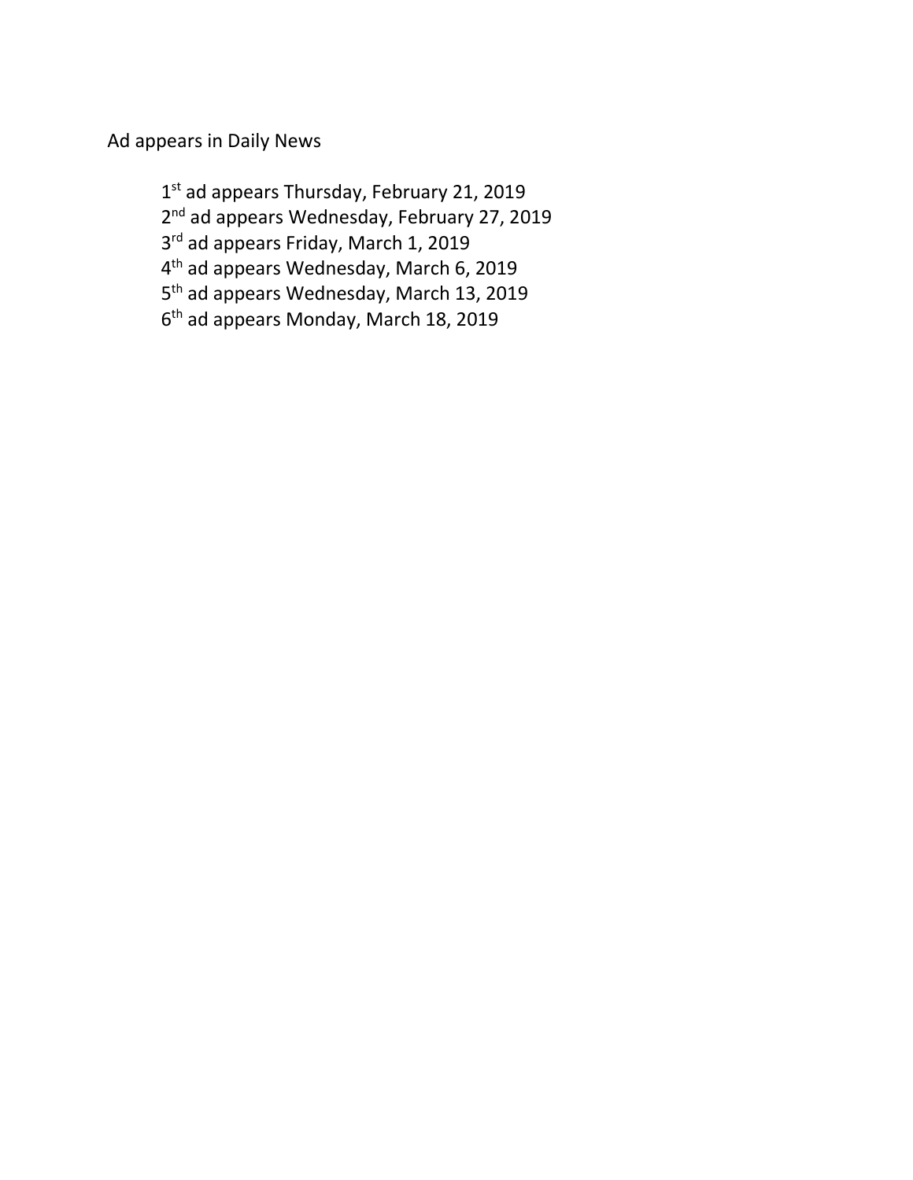Ad appears in Daily News

1st ad appears Thursday, February 21, 2019
2nd ad appears Wednesday, February 27, 2019
3rd ad appears Friday, March 1, 2019
4th ad appears Wednesday, March 6, 2019
5th ad appears Wednesday, March 13, 2019
6th ad appears Monday, March 18, 2019